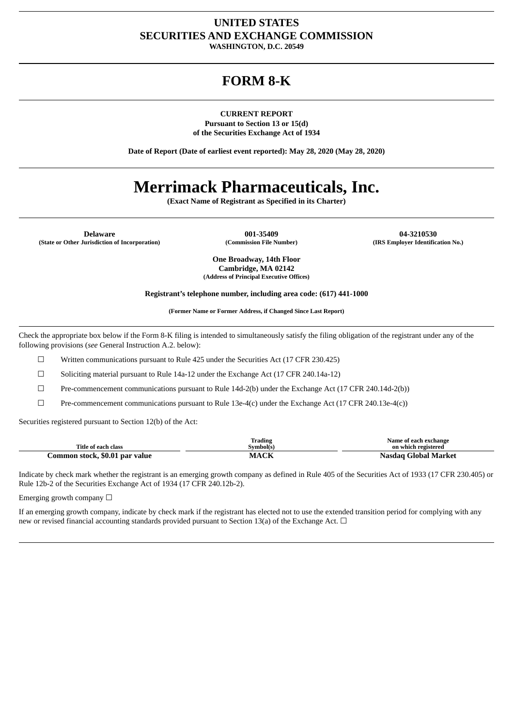# UNITED STATES
# SECURITIES AND EXCHANGE COMMISSION
**WASHINGTON, D.C. 20549**

# FORM 8-K

**CURRENT REPORT**
**Pursuant to Section 13 or 15(d)**
**of the Securities Exchange Act of 1934**

**Date of Report (Date of earliest event reported): May 28, 2020 (May 28, 2020)**

# Merrimack Pharmaceuticals, Inc.
**(Exact Name of Registrant as Specified in its Charter)**

| Delaware | 001-35409 | 04-3210530 |
|---|---|---|
| (State or Other Jurisdiction of Incorporation) | (Commission File Number) | (IRS Employer Identification No.) |

**One Broadway, 14th Floor**
**Cambridge, MA 02142**
**(Address of Principal Executive Offices)**

**Registrant's telephone number, including area code: (617) 441-1000**

**(Former Name or Former Address, if Changed Since Last Report)**

Check the appropriate box below if the Form 8-K filing is intended to simultaneously satisfy the filing obligation of the registrant under any of the following provisions (*see* General Instruction A.2. below):

☐ Written communications pursuant to Rule 425 under the Securities Act (17 CFR 230.425)

☐ Soliciting material pursuant to Rule 14a-12 under the Exchange Act (17 CFR 240.14a-12)

☐ Pre-commencement communications pursuant to Rule 14d-2(b) under the Exchange Act (17 CFR 240.14d-2(b))

☐ Pre-commencement communications pursuant to Rule 13e-4(c) under the Exchange Act (17 CFR 240.13e-4(c))

Securities registered pursuant to Section 12(b) of the Act:

| Title of each class | Trading Symbol(s) | Name of each exchange on which registered |
|---|---|---|
| **Common stock, $0.01 par value** | **MACK** | **Nasdaq Global Market** |

Indicate by check mark whether the registrant is an emerging growth company as defined in Rule 405 of the Securities Act of 1933 (17 CFR 230.405) or Rule 12b-2 of the Securities Exchange Act of 1934 (17 CFR 240.12b-2).

Emerging growth company ☐

If an emerging growth company, indicate by check mark if the registrant has elected not to use the extended transition period for complying with any new or revised financial accounting standards provided pursuant to Section 13(a) of the Exchange Act. ☐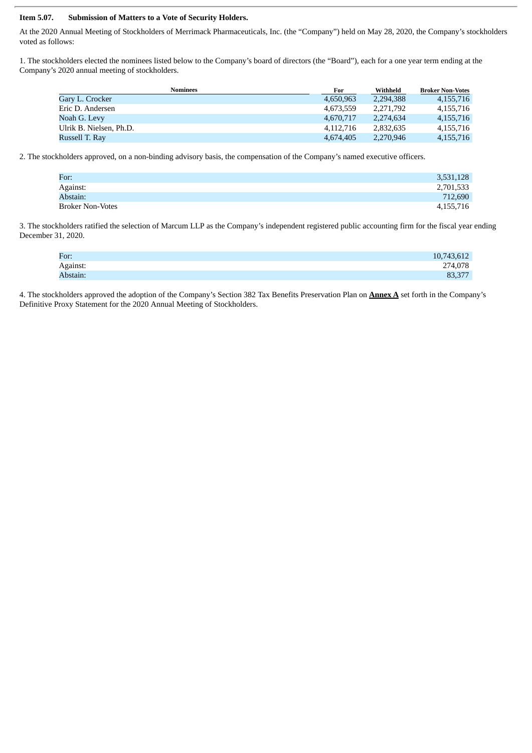**Item 5.07. Submission of Matters to a Vote of Security Holders.**

At the 2020 Annual Meeting of Stockholders of Merrimack Pharmaceuticals, Inc. (the "Company") held on May 28, 2020, the Company's stockholders voted as follows:

1. The stockholders elected the nominees listed below to the Company's board of directors (the "Board"), each for a one year term ending at the Company's 2020 annual meeting of stockholders.

| Nominees | For | Withheld | Broker Non-Votes |
|---|---|---|---|
| Gary L. Crocker | 4,650,963 | 2,294,388 | 4,155,716 |
| Eric D. Andersen | 4,673,559 | 2,271,792 | 4,155,716 |
| Noah G. Levy | 4,670,717 | 2,274,634 | 4,155,716 |
| Ulrik B. Nielsen, Ph.D. | 4,112,716 | 2,832,635 | 4,155,716 |
| Russell T. Ray | 4,674,405 | 2,270,946 | 4,155,716 |

2. The stockholders approved, on a non-binding advisory basis, the compensation of the Company's named executive officers.

| | |
|---|---|
| For: | 3,531,128 |
| Against: | 2,701,533 |
| Abstain: | 712,690 |
| Broker Non-Votes | 4,155,716 |

3. The stockholders ratified the selection of Marcum LLP as the Company's independent registered public accounting firm for the fiscal year ending December 31, 2020.

| | |
|---|---|
| For: | 10,743,612 |
| Against: | 274,078 |
| Abstain: | 83,377 |

4. The stockholders approved the adoption of the Company's Section 382 Tax Benefits Preservation Plan on **Annex A** set forth in the Company's Definitive Proxy Statement for the 2020 Annual Meeting of Stockholders.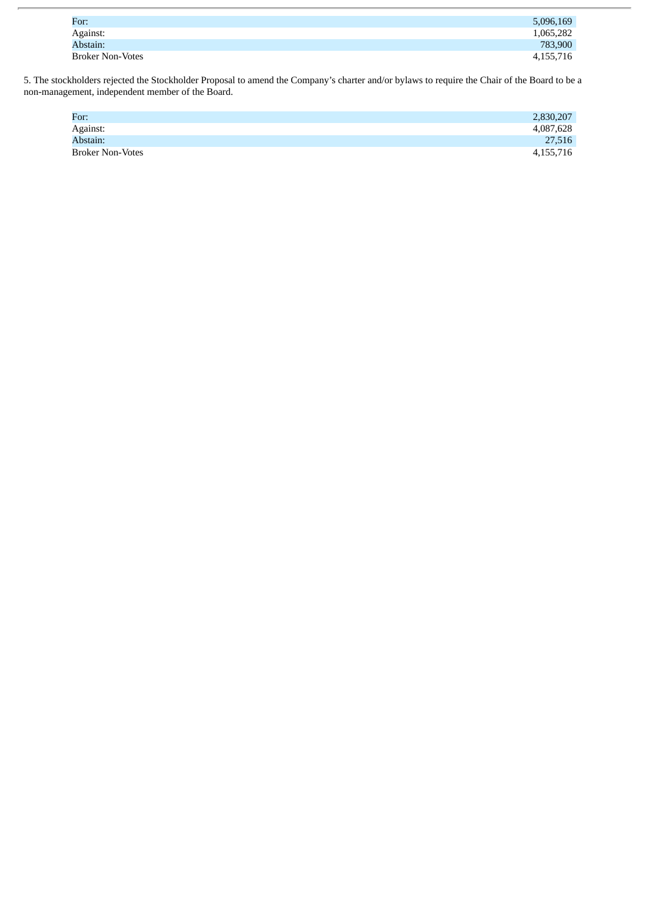| | |
|---|---|
| For: | 5,096,169 |
| Against: | 1,065,282 |
| Abstain: | 783,900 |
| Broker Non-Votes | 4,155,716 |

5. The stockholders rejected the Stockholder Proposal to amend the Company's charter and/or bylaws to require the Chair of the Board to be a non-management, independent member of the Board.

| | |
|---|---|
| For: | 2,830,207 |
| Against: | 4,087,628 |
| Abstain: | 27,516 |
| Broker Non-Votes | 4,155,716 |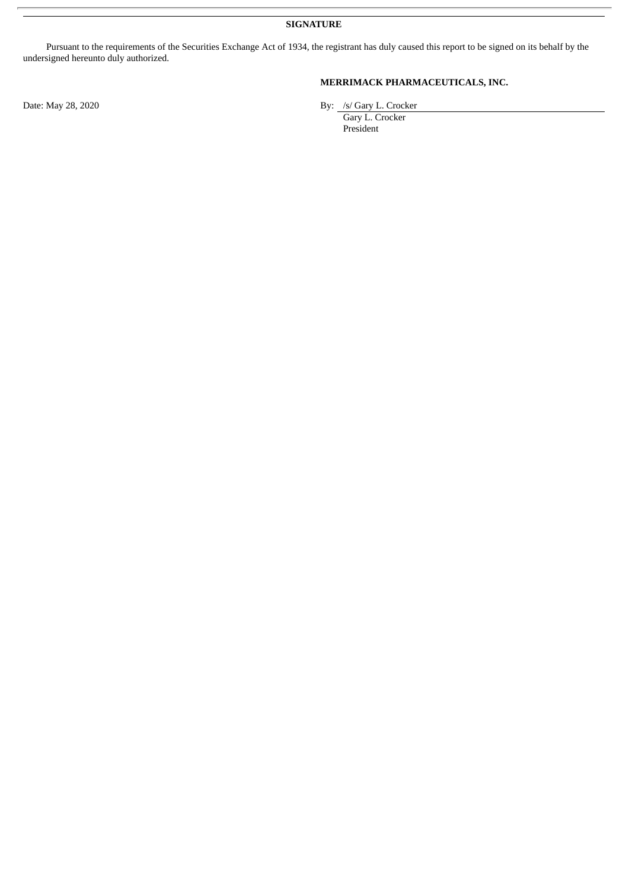# SIGNATURE

Pursuant to the requirements of the Securities Exchange Act of 1934, the registrant has duly caused this report to be signed on its behalf by the undersigned hereunto duly authorized.

**MERRIMACK PHARMACEUTICALS, INC.**

Date: May 28, 2020

By: /s/ Gary L. Crocker

Gary L. Crocker

President